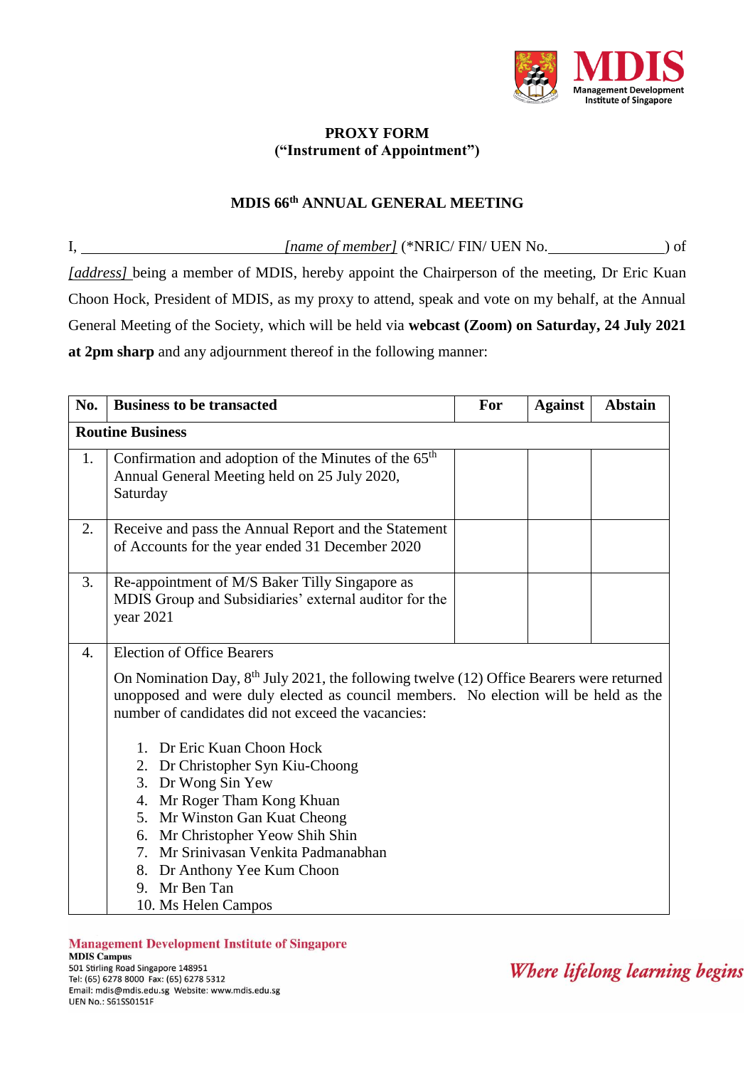**PROXY FORM**
**("Instrument of Appointment")**

**MDIS 66th ANNUAL GENERAL MEETING**

I, ______________________________ *[name of member]* (*NRIC/ FIN/ UEN No.________________) of *[address]* being a member of MDIS, hereby appoint the Chairperson of the meeting, Dr Eric Kuan Choon Hock, President of MDIS, as my proxy to attend, speak and vote on my behalf, at the Annual General Meeting of the Society, which will be held via **webcast (Zoom) on Saturday, 24 July 2021 at 2pm sharp** and any adjournment thereof in the following manner:

| No. | Business to be transacted | For | Against | Abstain |
|---|---|---|---|---|
| **Routine Business** | | | | |
| 1. | Confirmation and adoption of the Minutes of the 65th Annual General Meeting held on 25 July 2020, Saturday | | | |
| 2. | Receive and pass the Annual Report and the Statement of Accounts for the year ended 31 December 2020 | | | |
| 3. | Re-appointment of M/S Baker Tilly Singapore as MDIS Group and Subsidiaries' external auditor for the year 2021 | | | |
| 4. | Election of Office Bearers<br><br>On Nomination Day, 8th July 2021, the following twelve (12) Office Bearers were returned unopposed and were duly elected as council members. No election will be held as the number of candidates did not exceed the vacancies:<br><br>1. Dr Eric Kuan Choon Hock<br>2. Dr Christopher Syn Kiu-Choong<br>3. Dr Wong Sin Yew<br>4. Mr Roger Tham Kong Khuan<br>5. Mr Winston Gan Kuat Cheong<br>6. Mr Christopher Yeow Shih Shin<br>7. Mr Srinivasan Venkita Padmanabhan<br>8. Dr Anthony Yee Kum Choon<br>9. Mr Ben Tan<br>10. Ms Helen Campos | | | |

**Management Development Institute of Singapore**
**MDIS Campus**
501 Stirling Road Singapore 148951
Tel: (65) 6278 8000 Fax: (65) 6278 5312
Email: mdis@mdis.edu.sg Website: www.mdis.edu.sg
UEN No.: S61SS0151F

*Where lifelong learning begins*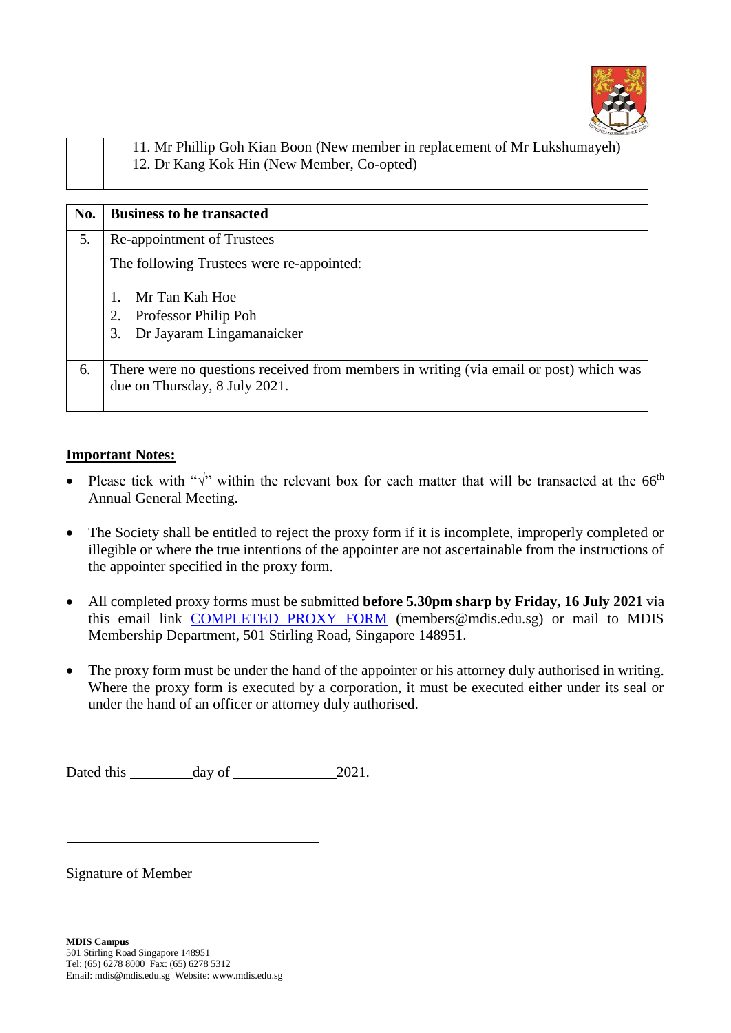| | |
|---|---|
| | 11. Mr Phillip Goh Kian Boon (New member in replacement of Mr Lukshumayeh)<br>12. Dr Kang Kok Hin (New Member, Co-opted) |

| No. | Business to be transacted |
|---|---|
| 5. | Re-appointment of Trustees<br><br>The following Trustees were re-appointed:<br><br>1. Mr Tan Kah Hoe<br>2. Professor Philip Poh<br>3. Dr Jayaram Lingamanaicker |
| 6. | There were no questions received from members in writing (via email or post) which was due on Thursday, 8 July 2021. |

**Important Notes:**

- Please tick with "√" within the relevant box for each matter that will be transacted at the 66th Annual General Meeting.
- The Society shall be entitled to reject the proxy form if it is incomplete, improperly completed or illegible or where the true intentions of the appointer are not ascertainable from the instructions of the appointer specified in the proxy form.
- All completed proxy forms must be submitted **before 5.30pm sharp by Friday, 16 July 2021** via this email link COMPLETED PROXY FORM (members@mdis.edu.sg) or mail to MDIS Membership Department, 501 Stirling Road, Singapore 148951.
- The proxy form must be under the hand of the appointer or his attorney duly authorised in writing. Where the proxy form is executed by a corporation, it must be executed either under its seal or under the hand of an officer or attorney duly authorised.

Dated this \_\_\_\_\_\_\_\_\_ day of \_\_\_\_\_\_\_\_\_\_\_\_\_\_ 2021.

\_\_\_\_\_\_\_\_\_\_\_\_\_\_\_\_\_\_\_\_\_\_\_\_\_\_\_\_\_\_\_\_\_\_\_\_

Signature of Member

**MDIS Campus**
501 Stirling Road Singapore 148951
Tel: (65) 6278 8000 Fax: (65) 6278 5312
Email: mdis@mdis.edu.sg Website: www.mdis.edu.sg